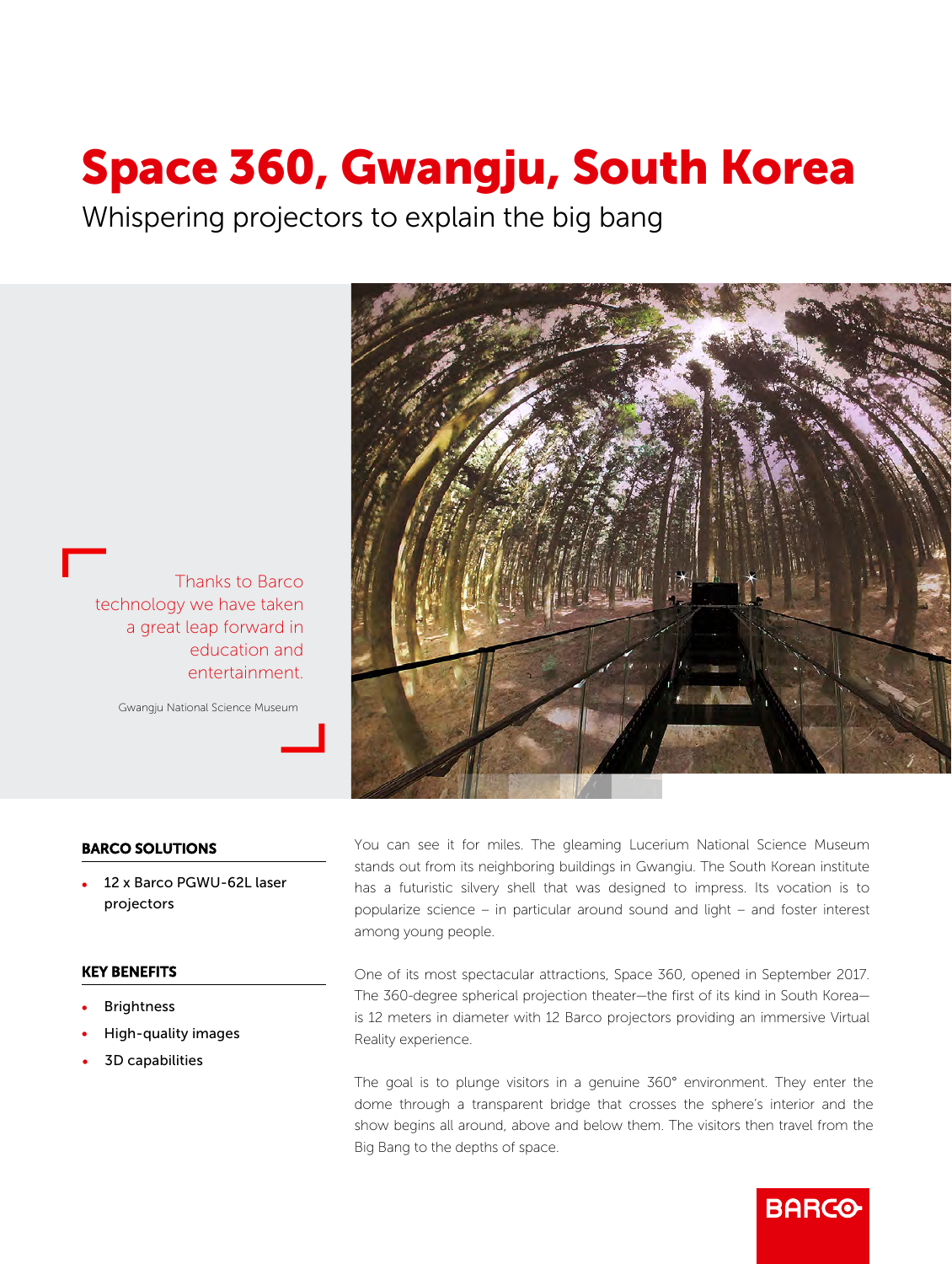# Space 360, Gwangju, South Korea

Whispering projectors to explain the big bang

Thanks to Barco technology we have taken a great leap forward in education and entertainment.

Gwangju National Science Museum

## BARCO SOLUTIONS

- 12 x Barco PGWU-62L laser projectors

## KEY BENEFITS

- Brightness
- High-quality images
- 3D capabilities

You can see it for miles. The gleaming Lucerium National Science Museum stands out from its neighboring buildings in Gwangju. The South Korean institute has a futuristic silvery shell that was designed to impress. Its vocation is to popularize science – in particular around sound and light – and foster interest among young people.

One of its most spectacular attractions, Space 360, opened in September 2017. The 360-degree spherical projection theater—the first of its kind in South Korea—is 12 meters in diameter with 12 Barco projectors providing an immersive Virtual Reality experience.

The goal is to plunge visitors in a genuine 360° environment. They enter the dome through a transparent bridge that crosses the sphere's interior and the show begins all around, above and below them. The visitors then travel from the Big Bang to the depths of space.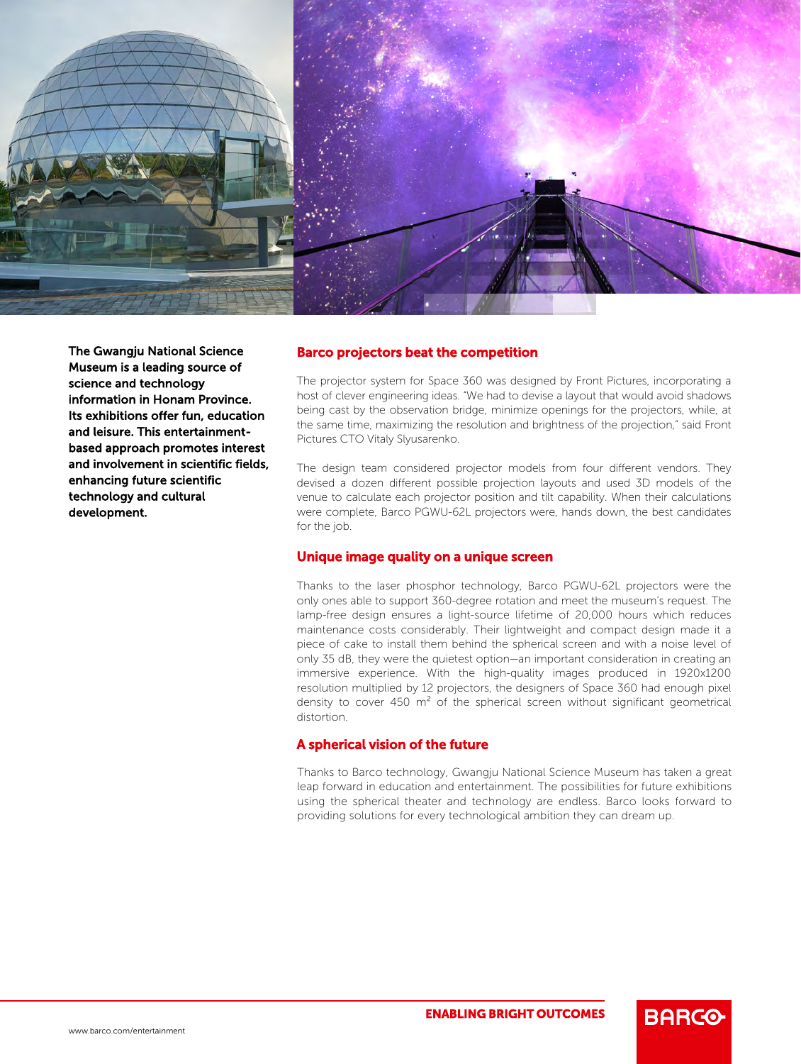**The Gwangju National Science Museum is a leading source of science and technology information in Honam Province. Its exhibitions offer fun, education and leisure. This entertainment-based approach promotes interest and involvement in scientific fields, enhancing future scientific technology and cultural development.**

## Barco projectors beat the competition

The projector system for Space 360 was designed by Front Pictures, incorporating a host of clever engineering ideas. "We had to devise a layout that would avoid shadows being cast by the observation bridge, minimize openings for the projectors, while, at the same time, maximizing the resolution and brightness of the projection," said Front Pictures CTO Vitaly Slyusarenko.

The design team considered projector models from four different vendors. They devised a dozen different possible projection layouts and used 3D models of the venue to calculate each projector position and tilt capability. When their calculations were complete, Barco PGWU-62L projectors were, hands down, the best candidates for the job.

## Unique image quality on a unique screen

Thanks to the laser phosphor technology, Barco PGWU-62L projectors were the only ones able to support 360-degree rotation and meet the museum's request. The lamp-free design ensures a light-source lifetime of 20,000 hours which reduces maintenance costs considerably. Their lightweight and compact design made it a piece of cake to install them behind the spherical screen and with a noise level of only 35 dB, they were the quietest option—an important consideration in creating an immersive experience. With the high-quality images produced in 1920x1200 resolution multiplied by 12 projectors, the designers of Space 360 had enough pixel density to cover 450 m$^2$ of the spherical screen without significant geometrical distortion.

## A spherical vision of the future

Thanks to Barco technology, Gwangju National Science Museum has taken a great leap forward in education and entertainment. The possibilities for future exhibitions using the spherical theater and technology are endless. Barco looks forward to providing solutions for every technological ambition they can dream up.

ENABLING BRIGHT OUTCOMES

BARCO

www.barco.com/entertainment